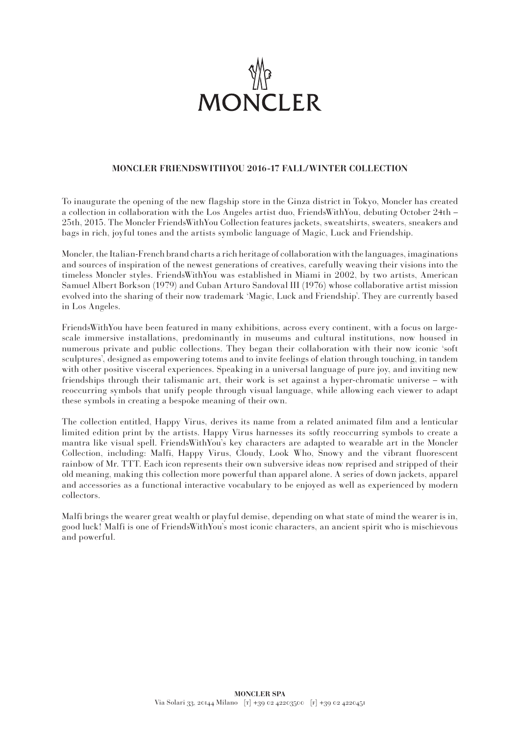MONCLER

## MONCLER FRIENDSWITHYOU 2016-17 FALL/WINTER COLLECTION

To inaugurate the opening of the new flagship store in the Ginza district in Tokyo, Moncler has created a collection in collaboration with the Los Angeles artist duo, FriendsWithYou, debuting October 24th – 25th, 2015. The Moncler FriendsWithYou Collection features jackets, sweatshirts, sweaters, sneakers and bags in rich, joyful tones and the artists symbolic language of Magic, Luck and Friendship.

Moncler, the Italian-French brand charts a rich heritage of collaboration with the languages, imaginations and sources of inspiration of the newest generations of creatives, carefully weaving their visions into the timeless Moncler styles. FriendsWithYou was established in Miami in 2002, by two artists, American Samuel Albert Borkson (1979) and Cuban Arturo Sandoval III (1976) whose collaborative artist mission evolved into the sharing of their now trademark 'Magic, Luck and Friendship'. They are currently based in Los Angeles.

FriendsWithYou have been featured in many exhibitions, across every continent, with a focus on large-scale immersive installations, predominantly in museums and cultural institutions, now housed in numerous private and public collections. They began their collaboration with their now iconic 'soft sculptures', designed as empowering totems and to invite feelings of elation through touching, in tandem with other positive visceral experiences. Speaking in a universal language of pure joy, and inviting new friendships through their talismanic art, their work is set against a hyper-chromatic universe – with reoccurring symbols that unify people through visual language, while allowing each viewer to adapt these symbols in creating a bespoke meaning of their own.

The collection entitled, Happy Virus, derives its name from a related animated film and a lenticular limited edition print by the artists. Happy Virus harnesses its softly reoccurring symbols to create a mantra like visual spell. FriendsWithYou's key characters are adapted to wearable art in the Moncler Collection, including: Malfi, Happy Virus, Cloudy, Look Who, Snowy and the vibrant fluorescent rainbow of Mr. TTT. Each icon represents their own subversive ideas now reprised and stripped of their old meaning, making this collection more powerful than apparel alone. A series of down jackets, apparel and accessories as a functional interactive vocabulary to be enjoyed as well as experienced by modern collectors.

Malfi brings the wearer great wealth or playful demise, depending on what state of mind the wearer is in, good luck! Malfi is one of FriendsWithYou's most iconic characters, an ancient spirit who is mischievous and powerful.

**MONCLER SPA**
Via Solari 33, 20144 Milano [T] +39 02 42203500 [F] +39 02 4220451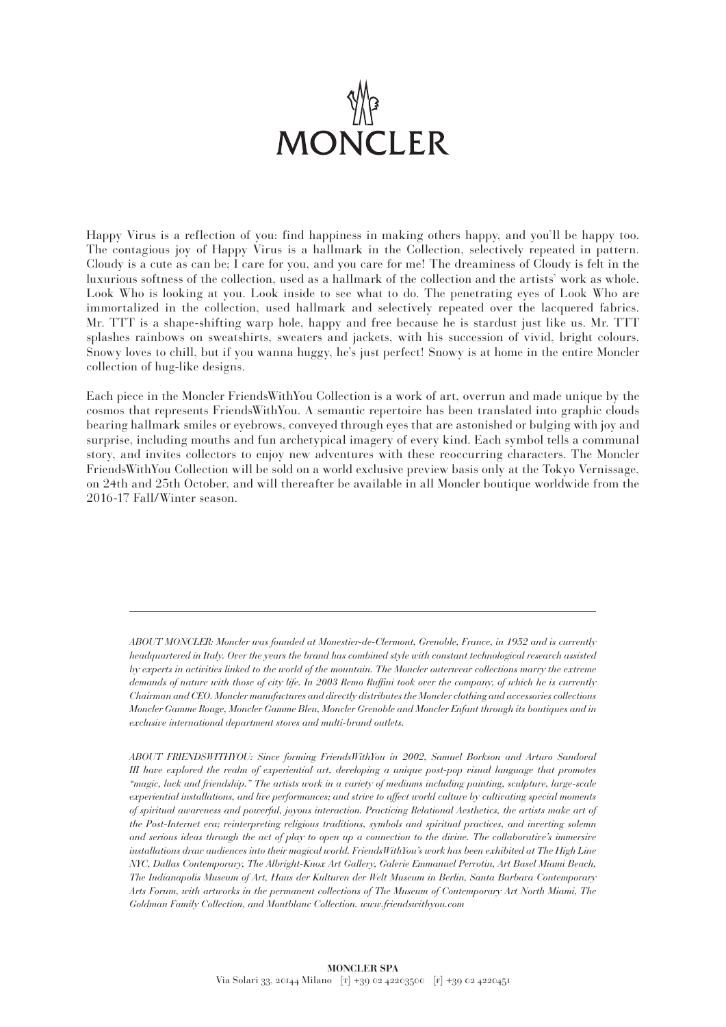# MONCLER

Happy Virus is a reflection of you: find happiness in making others happy, and you'll be happy too. The contagious joy of Happy Virus is a hallmark in the Collection, selectively repeated in pattern. Cloudy is a cute as can be; I care for you, and you care for me! The dreaminess of Cloudy is felt in the luxurious softness of the collection, used as a hallmark of the collection and the artists' work as whole. Look Who is looking at you. Look inside to see what to do. The penetrating eyes of Look Who are immortalized in the collection, used hallmark and selectively repeated over the lacquered fabrics. Mr. TTT is a shape-shifting warp hole, happy and free because he is stardust just like us. Mr. TTT splashes rainbows on sweatshirts, sweaters and jackets, with his succession of vivid, bright colours. Snowy loves to chill, but if you wanna huggy, he's just perfect! Snowy is at home in the entire Moncler collection of hug-like designs.

Each piece in the Moncler FriendsWithYou Collection is a work of art, overrun and made unique by the cosmos that represents FriendsWithYou. A semantic repertoire has been translated into graphic clouds bearing hallmark smiles or eyebrows, conveyed through eyes that are astonished or bulging with joy and surprise, including mouths and fun archetypical imagery of every kind. Each symbol tells a communal story, and invites collectors to enjoy new adventures with these reoccurring characters. The Moncler FriendsWithYou Collection will be sold on a world exclusive preview basis only at the Tokyo Vernissage, on 24th and 25th October, and will thereafter be available in all Moncler boutique worldwide from the 2016-17 Fall/Winter season.

---

*ABOUT MONCLER: Moncler was founded at Monestier-de-Clermont, Grenoble, France, in 1952 and is currently headquartered in Italy. Over the years the brand has combined style with constant technological research assisted by experts in activities linked to the world of the mountain. The Moncler outerwear collections marry the extreme demands of nature with those of city life. In 2003 Remo Ruffini took over the company, of which he is currently Chairman and CEO. Moncler manufactures and directly distributes the Moncler clothing and accessories collections Moncler Gamme Rouge, Moncler Gamme Bleu, Moncler Grenoble and Moncler Enfant through its boutiques and in exclusive international department stores and multi-brand outlets.*

*ABOUT FRIENDSWITHYOU: Since forming FriendsWithYou in 2002, Samuel Borkson and Arturo Sandoval III have explored the realm of experiential art, developing a unique post-pop visual language that promotes "magic, luck and friendship." The artists work in a variety of mediums including painting, sculpture, large-scale experiential installations, and live performances; and strive to affect world culture by cultivating special moments of spiritual awareness and powerful, joyous interaction. Practicing Relational Aesthetics, the artists make art of the Post-Internet era; reinterpreting religious traditions, symbols and spiritual practices, and inverting solemn and serious ideas through the act of play to open up a connection to the divine. The collaborative's immersive installations draw audiences into their magical world. FriendsWithYou's work has been exhibited at The High Line NYC, Dallas Contemporary, The Albright-Knox Art Gallery, Galerie Emmanuel Perrotin, Art Basel Miami Beach, The Indianapolis Museum of Art, Haus der Kulturen der Welt Museum in Berlin, Santa Barbara Contemporary Arts Forum, with artworks in the permanent collections of The Museum of Contemporary Art North Miami, The Goldman Family Collection, and Montblanc Collection. www.friendswithyou.com*

**MONCLER SPA**
Via Solari 33, 20144 Milano [T] +39 02 42203500 [F] +39 02 4220451